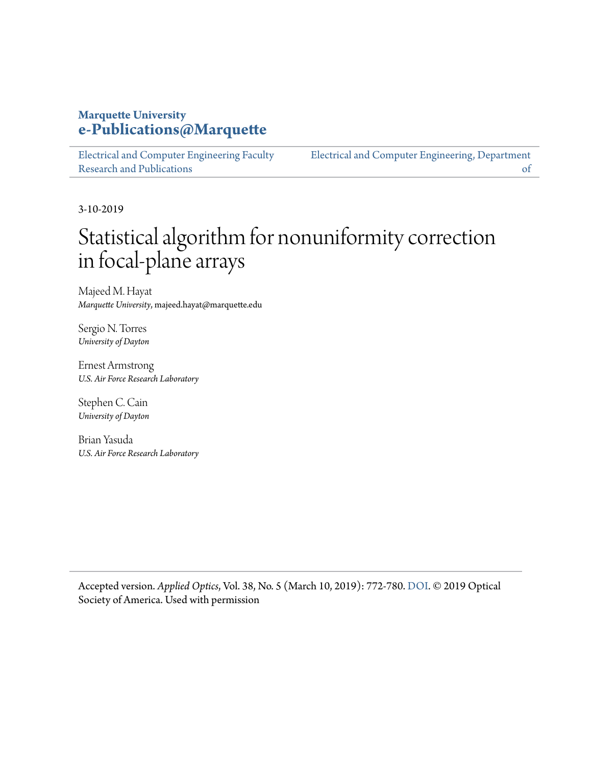Marquette University
e-Publications@Marquette

Electrical and Computer Engineering Faculty Research and Publications | Electrical and Computer Engineering, Department of

3-10-2019

# Statistical algorithm for nonuniformity correction in focal-plane arrays

Majeed M. Hayat
*Marquette University*, majeed.hayat@marquette.edu

Sergio N. Torres
*University of Dayton*

Ernest Armstrong
*U.S. Air Force Research Laboratory*

Stephen C. Cain
*University of Dayton*

Brian Yasuda
*U.S. Air Force Research Laboratory*

Accepted version. *Applied Optics*, Vol. 38, No. 5 (March 10, 2019): 772-780. DOI. © 2019 Optical Society of America. Used with permission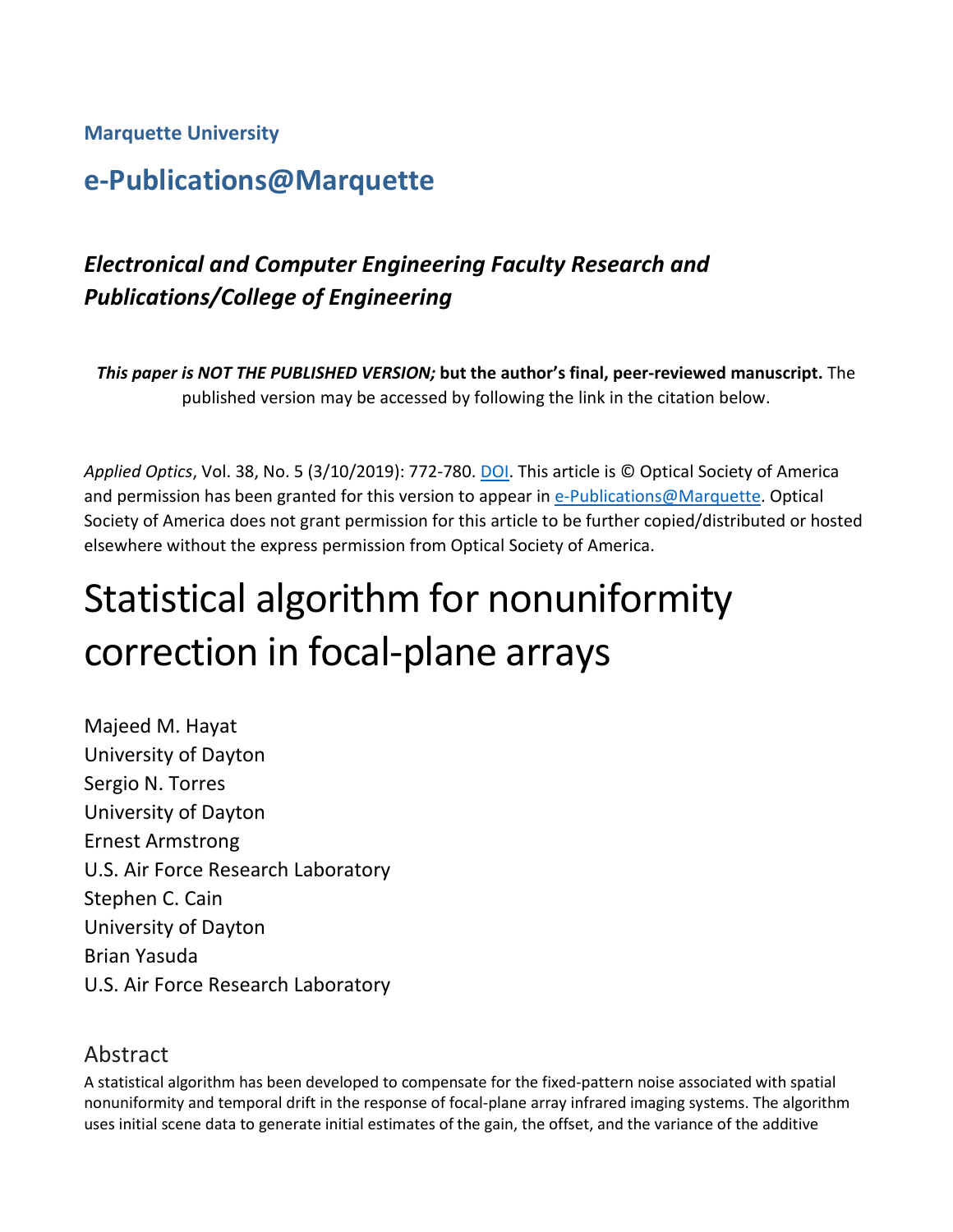**Marquette University**

## e-Publications@Marquette

### *Electronical and Computer Engineering Faculty Research and Publications/College of Engineering*

***This paper is NOT THE PUBLISHED VERSION;* but the author's final, peer-reviewed manuscript.** The published version may be accessed by following the link in the citation below.

*Applied Optics*, Vol. 38, No. 5 (3/10/2019): 772-780. DOI. This article is © Optical Society of America and permission has been granted for this version to appear in e-Publications@Marquette. Optical Society of America does not grant permission for this article to be further copied/distributed or hosted elsewhere without the express permission from Optical Society of America.

# Statistical algorithm for nonuniformity correction in focal-plane arrays

Majeed M. Hayat
University of Dayton
Sergio N. Torres
University of Dayton
Ernest Armstrong
U.S. Air Force Research Laboratory
Stephen C. Cain
University of Dayton
Brian Yasuda
U.S. Air Force Research Laboratory

## Abstract

A statistical algorithm has been developed to compensate for the fixed-pattern noise associated with spatial nonuniformity and temporal drift in the response of focal-plane array infrared imaging systems. The algorithm uses initial scene data to generate initial estimates of the gain, the offset, and the variance of the additive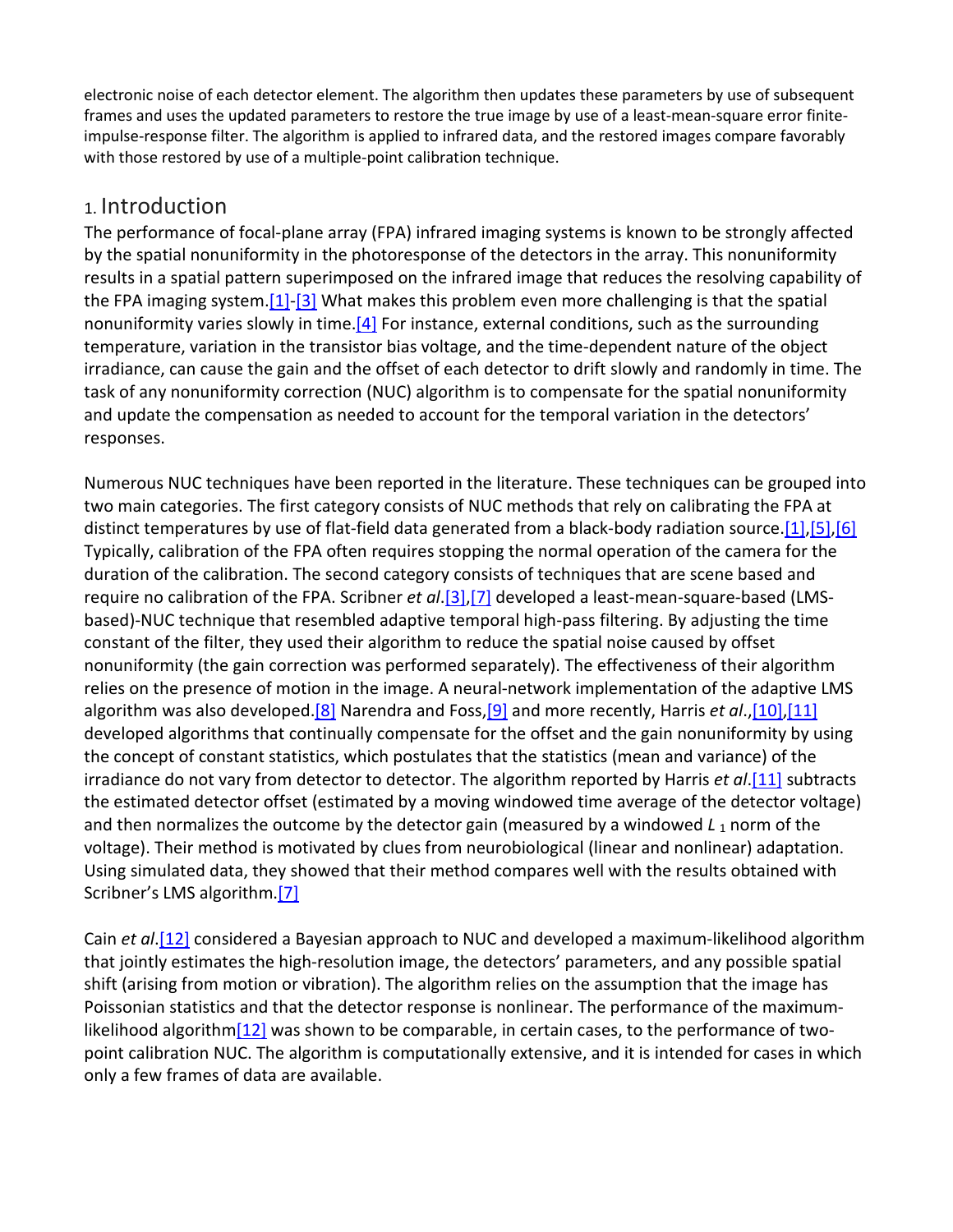electronic noise of each detector element. The algorithm then updates these parameters by use of subsequent frames and uses the updated parameters to restore the true image by use of a least-mean-square error finite-impulse-response filter. The algorithm is applied to infrared data, and the restored images compare favorably with those restored by use of a multiple-point calibration technique.

## 1. Introduction

The performance of focal-plane array (FPA) infrared imaging systems is known to be strongly affected by the spatial nonuniformity in the photoresponse of the detectors in the array. This nonuniformity results in a spatial pattern superimposed on the infrared image that reduces the resolving capability of the FPA imaging system.[1]-[3] What makes this problem even more challenging is that the spatial nonuniformity varies slowly in time.[4] For instance, external conditions, such as the surrounding temperature, variation in the transistor bias voltage, and the time-dependent nature of the object irradiance, can cause the gain and the offset of each detector to drift slowly and randomly in time. The task of any nonuniformity correction (NUC) algorithm is to compensate for the spatial nonuniformity and update the compensation as needed to account for the temporal variation in the detectors' responses.

Numerous NUC techniques have been reported in the literature. These techniques can be grouped into two main categories. The first category consists of NUC methods that rely on calibrating the FPA at distinct temperatures by use of flat-field data generated from a black-body radiation source.[1],[5],[6] Typically, calibration of the FPA often requires stopping the normal operation of the camera for the duration of the calibration. The second category consists of techniques that are scene based and require no calibration of the FPA. Scribner *et al*.[3],[7] developed a least-mean-square-based (LMS-based)-NUC technique that resembled adaptive temporal high-pass filtering. By adjusting the time constant of the filter, they used their algorithm to reduce the spatial noise caused by offset nonuniformity (the gain correction was performed separately). The effectiveness of their algorithm relies on the presence of motion in the image. A neural-network implementation of the adaptive LMS algorithm was also developed.[8] Narendra and Foss,[9] and more recently, Harris *et al*.,[10],[11] developed algorithms that continually compensate for the offset and the gain nonuniformity by using the concept of constant statistics, which postulates that the statistics (mean and variance) of the irradiance do not vary from detector to detector. The algorithm reported by Harris *et al*.[11] subtracts the estimated detector offset (estimated by a moving windowed time average of the detector voltage) and then normalizes the outcome by the detector gain (measured by a windowed $L_1$ norm of the voltage). Their method is motivated by clues from neurobiological (linear and nonlinear) adaptation. Using simulated data, they showed that their method compares well with the results obtained with Scribner's LMS algorithm.[7]

Cain *et al*.[12] considered a Bayesian approach to NUC and developed a maximum-likelihood algorithm that jointly estimates the high-resolution image, the detectors' parameters, and any possible spatial shift (arising from motion or vibration). The algorithm relies on the assumption that the image has Poissonian statistics and that the detector response is nonlinear. The performance of the maximum-likelihood algorithm[12] was shown to be comparable, in certain cases, to the performance of two-point calibration NUC. The algorithm is computationally extensive, and it is intended for cases in which only a few frames of data are available.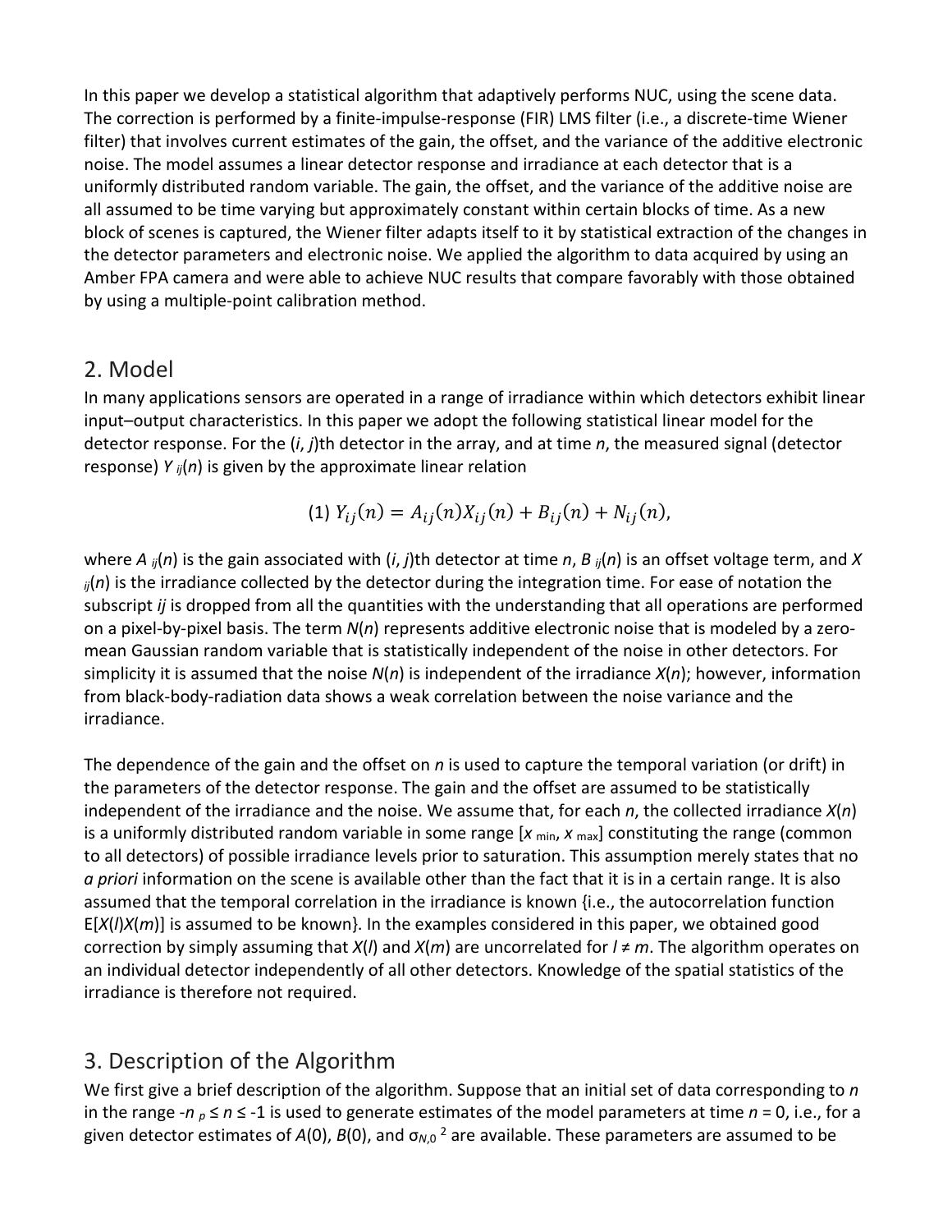In this paper we develop a statistical algorithm that adaptively performs NUC, using the scene data. The correction is performed by a finite-impulse-response (FIR) LMS filter (i.e., a discrete-time Wiener filter) that involves current estimates of the gain, the offset, and the variance of the additive electronic noise. The model assumes a linear detector response and irradiance at each detector that is a uniformly distributed random variable. The gain, the offset, and the variance of the additive noise are all assumed to be time varying but approximately constant within certain blocks of time. As a new block of scenes is captured, the Wiener filter adapts itself to it by statistical extraction of the changes in the detector parameters and electronic noise. We applied the algorithm to data acquired by using an Amber FPA camera and were able to achieve NUC results that compare favorably with those obtained by using a multiple-point calibration method.

## 2. Model

In many applications sensors are operated in a range of irradiance within which detectors exhibit linear input–output characteristics. In this paper we adopt the following statistical linear model for the detector response. For the $(i, j)$th detector in the array, and at time $n$, the measured signal (detector response) $Y_{ij}(n)$ is given by the approximate linear relation

$$(1)\ Y_{ij}(n) = A_{ij}(n)X_{ij}(n) + B_{ij}(n) + N_{ij}(n),$$

where $A_{ij}(n)$ is the gain associated with $(i, j)$th detector at time $n$, $B_{ij}(n)$ is an offset voltage term, and $X_{ij}(n)$ is the irradiance collected by the detector during the integration time. For ease of notation the subscript $ij$ is dropped from all the quantities with the understanding that all operations are performed on a pixel-by-pixel basis. The term $N(n)$ represents additive electronic noise that is modeled by a zero-mean Gaussian random variable that is statistically independent of the noise in other detectors. For simplicity it is assumed that the noise $N(n)$ is independent of the irradiance $X(n)$; however, information from black-body-radiation data shows a weak correlation between the noise variance and the irradiance.

The dependence of the gain and the offset on $n$ is used to capture the temporal variation (or drift) in the parameters of the detector response. The gain and the offset are assumed to be statistically independent of the irradiance and the noise. We assume that, for each $n$, the collected irradiance $X(n)$ is a uniformly distributed random variable in some range $[x_{\min}, x_{\max}]$ constituting the range (common to all detectors) of possible irradiance levels prior to saturation. This assumption merely states that no *a priori* information on the scene is available other than the fact that it is in a certain range. It is also assumed that the temporal correlation in the irradiance is known {i.e., the autocorrelation function $E[X(l)X(m)]$ is assumed to be known}. In the examples considered in this paper, we obtained good correction by simply assuming that $X(l)$ and $X(m)$ are uncorrelated for $l \neq m$. The algorithm operates on an individual detector independently of all other detectors. Knowledge of the spatial statistics of the irradiance is therefore not required.

## 3. Description of the Algorithm

We first give a brief description of the algorithm. Suppose that an initial set of data corresponding to $n$ in the range $-n_p \leq n \leq -1$ is used to generate estimates of the model parameters at time $n = 0$, i.e., for a given detector estimates of $A(0)$, $B(0)$, and $\sigma_{N,0}^2$ are available. These parameters are assumed to be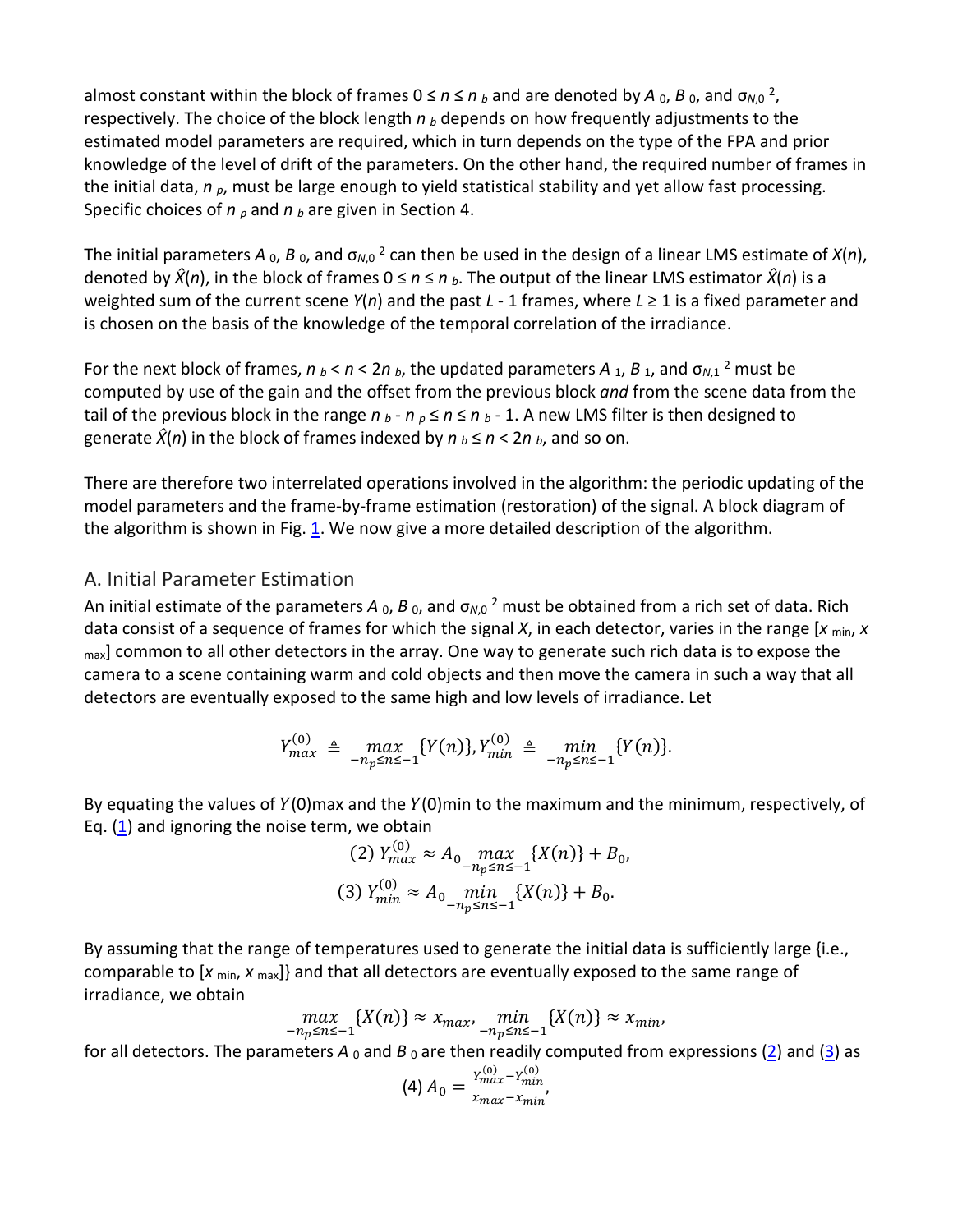almost constant within the block of frames $0 \leq n \leq n_b$ and are denoted by $A_0$, $B_0$, and $\sigma_{N,0}^2$, respectively. The choice of the block length $n_b$ depends on how frequently adjustments to the estimated model parameters are required, which in turn depends on the type of the FPA and prior knowledge of the level of drift of the parameters. On the other hand, the required number of frames in the initial data, $n_p$, must be large enough to yield statistical stability and yet allow fast processing. Specific choices of $n_p$ and $n_b$ are given in Section 4.

The initial parameters $A_0$, $B_0$, and $\sigma_{N,0}^2$ can then be used in the design of a linear LMS estimate of $X(n)$, denoted by $\hat{X}(n)$, in the block of frames $0 \leq n \leq n_b$. The output of the linear LMS estimator $\hat{X}(n)$ is a weighted sum of the current scene $Y(n)$ and the past $L - 1$ frames, where $L \geq 1$ is a fixed parameter and is chosen on the basis of the knowledge of the temporal correlation of the irradiance.

For the next block of frames, $n_b < n < 2n_b$, the updated parameters $A_1$, $B_1$, and $\sigma_{N,1}^2$ must be computed by use of the gain and the offset from the previous block *and* from the scene data from the tail of the previous block in the range $n_b - n_p \leq n \leq n_b - 1$. A new LMS filter is then designed to generate $\hat{X}(n)$ in the block of frames indexed by $n_b \leq n < 2n_b$, and so on.

There are therefore two interrelated operations involved in the algorithm: the periodic updating of the model parameters and the frame-by-frame estimation (restoration) of the signal. A block diagram of the algorithm is shown in Fig. 1. We now give a more detailed description of the algorithm.

## A. Initial Parameter Estimation

An initial estimate of the parameters $A_0$, $B_0$, and $\sigma_{N,0}^2$ must be obtained from a rich set of data. Rich data consist of a sequence of frames for which the signal $X$, in each detector, varies in the range $[x_{\min}, x_{\max}]$ common to all other detectors in the array. One way to generate such rich data is to expose the camera to a scene containing warm and cold objects and then move the camera in such a way that all detectors are eventually exposed to the same high and low levels of irradiance. Let

$$Y_{max}^{(0)} \triangleq \max_{-n_p \leq n \leq -1}\{Y(n)\}, Y_{min}^{(0)} \triangleq \min_{-n_p \leq n \leq -1}\{Y(n)\}.$$

By equating the values of $Y(0)$max and the $Y(0)$min to the maximum and the minimum, respectively, of Eq. (1) and ignoring the noise term, we obtain

$$\text{(2)}\; Y_{max}^{(0)} \approx A_0 \max_{-n_p \leq n \leq -1}\{X(n)\} + B_0,$$

$$\text{(3)}\; Y_{min}^{(0)} \approx A_0 \min_{-n_p \leq n \leq -1}\{X(n)\} + B_0.$$

By assuming that the range of temperatures used to generate the initial data is sufficiently large {i.e., comparable to $[x_{\min}, x_{\max}]$} and that all detectors are eventually exposed to the same range of irradiance, we obtain

$$\max_{-n_p \leq n \leq -1}\{X(n)\} \approx x_{max}, \min_{-n_p \leq n \leq -1}\{X(n)\} \approx x_{min},$$

for all detectors. The parameters $A_0$ and $B_0$ are then readily computed from expressions (2) and (3) as

$$\text{(4)}\; A_0 = \frac{Y_{max}^{(0)} - Y_{min}^{(0)}}{x_{max} - x_{min}},$$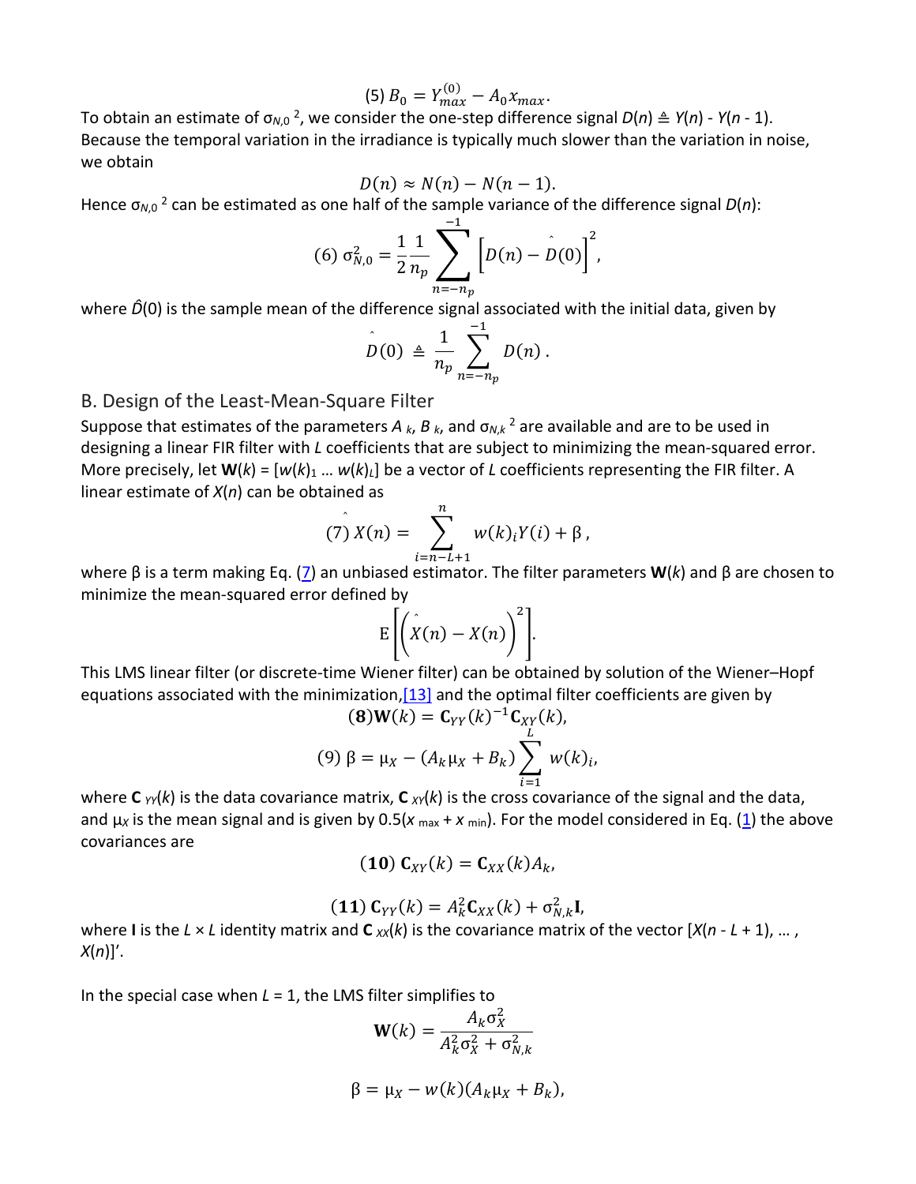$$(5)\ B_0 = Y_{max}^{(0)} - A_0 x_{max}.$$

To obtain an estimate of $\sigma_{N,0}{}^2$, we consider the one-step difference signal $D(n) \triangleq Y(n) - Y(n-1)$. Because the temporal variation in the irradiance is typically much slower than the variation in noise, we obtain

$$D(n) \approx N(n) - N(n-1).$$

Hence $\sigma_{N,0}{}^2$ can be estimated as one half of the sample variance of the difference signal $D(n)$:

$$(6)\ \sigma_{N,0}^2 = \frac{1}{2}\frac{1}{n_p}\sum_{n=-n_p}^{-1}\left[D(n) - \hat{D}(0)\right]^2,$$

where $\hat{D}(0)$ is the sample mean of the difference signal associated with the initial data, given by

$$\hat{D}(0) \triangleq \frac{1}{n_p}\sum_{n=-n_p}^{-1} D(n).$$

## B. Design of the Least-Mean-Square Filter

Suppose that estimates of the parameters $A_k$, $B_k$, and $\sigma_{N,k}{}^2$ are available and are to be used in designing a linear FIR filter with $L$ coefficients that are subject to minimizing the mean-squared error. More precisely, let $\mathbf{W}(k) = [w(k)_1 \ldots w(k)_L]$ be a vector of $L$ coefficients representing the FIR filter. A linear estimate of $X(n)$ can be obtained as

$$(7)\ \hat{X}(n) = \sum_{i=n-L+1}^{n} w(k)_i Y(i) + \beta,$$

where $\beta$ is a term making Eq. (7) an unbiased estimator. The filter parameters $\mathbf{W}(k)$ and $\beta$ are chosen to minimize the mean-squared error defined by

$$\mathrm{E}\left[\left(\hat{X}(n) - X(n)\right)^2\right].$$

This LMS linear filter (or discrete-time Wiener filter) can be obtained by solution of the Wiener–Hopf equations associated with the minimization,[13] and the optimal filter coefficients are given by

$$(\mathbf{8})\mathbf{W}(k) = \mathbf{C}_{YY}(k)^{-1}\mathbf{C}_{XY}(k),$$

$$(9)\ \beta = \mu_X - (A_k\mu_X + B_k)\sum_{i=1}^{L} w(k)_i,$$

where $\mathbf{C}_{YY}(k)$ is the data covariance matrix, $\mathbf{C}_{XY}(k)$ is the cross covariance of the signal and the data, and $\mu_X$ is the mean signal and is given by $0.5(x_{max} + x_{min})$. For the model considered in Eq. (1) the above covariances are

$$(\mathbf{10})\ \mathbf{C}_{XY}(k) = \mathbf{C}_{XX}(k)A_k,$$

$$(\mathbf{11})\ \mathbf{C}_{YY}(k) = A_k^2\mathbf{C}_{XX}(k) + \sigma_{N,k}^2\mathbf{I},$$

where $\mathbf{I}$ is the $L \times L$ identity matrix and $\mathbf{C}_{XX}(k)$ is the covariance matrix of the vector $[X(n-L+1), \ldots, X(n)]'$.

In the special case when $L = 1$, the LMS filter simplifies to

$$\mathbf{W}(k) = \frac{A_k\sigma_X^2}{A_k^2\sigma_X^2 + \sigma_{N,k}^2}$$

$$\beta = \mu_X - w(k)(A_k\mu_X + B_k),$$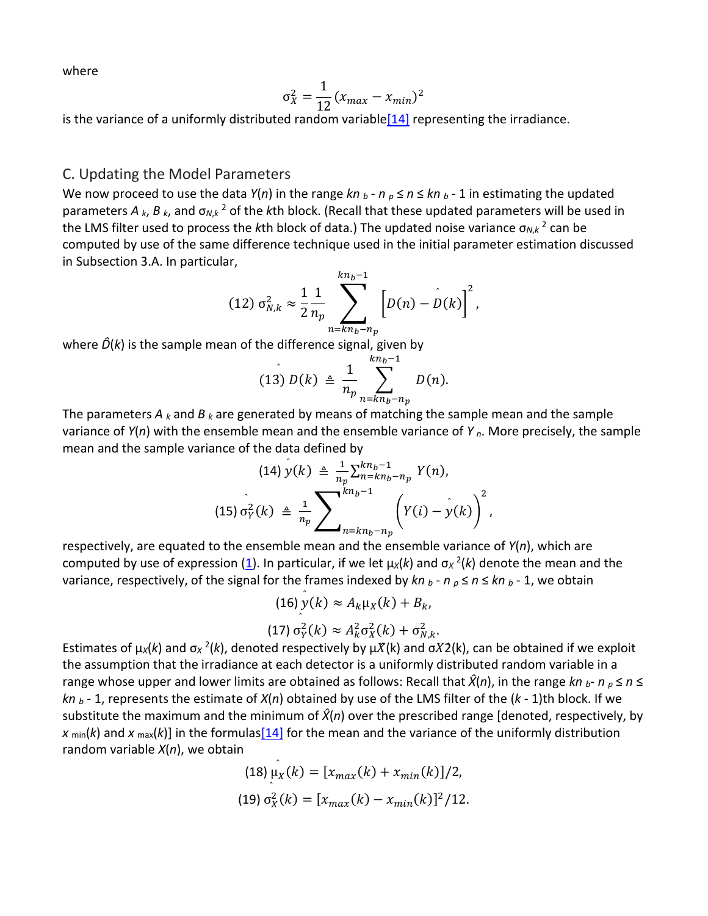where

$$\sigma_X^2 = \frac{1}{12}(x_{max} - x_{min})^2$$

is the variance of a uniformly distributed random variable[14] representing the irradiance.

## C. Updating the Model Parameters

We now proceed to use the data $Y(n)$ in the range $kn_b - n_p \leq n \leq kn_b - 1$ in estimating the updated parameters $A_k$, $B_k$, and $\sigma_{N,k}^2$ of the $k$th block. (Recall that these updated parameters will be used in the LMS filter used to process the $k$th block of data.) The updated noise variance $\sigma_{N,k}^2$ can be computed by use of the same difference technique used in the initial parameter estimation discussed in Subsection 3.A. In particular,

$$(12)\ \sigma_{N,k}^2 \approx \frac{1}{2}\frac{1}{n_p}\sum_{n=kn_b-n_p}^{kn_b-1}\left[D(n) - \hat{D}(k)\right]^2,$$

where $\hat{D}(k)$ is the sample mean of the difference signal, given by

$$(13)\ \hat{D}(k) \triangleq \frac{1}{n_p}\sum_{n=kn_b-n_p}^{kn_b-1} D(n).$$

The parameters $A_k$ and $B_k$ are generated by means of matching the sample mean and the sample variance of $Y(n)$ with the ensemble mean and the ensemble variance of $Y_n$. More precisely, the sample mean and the sample variance of the data defined by

$$(14)\ \hat{y}(k) \triangleq \frac{1}{n_p}\sum_{n=kn_b-n_p}^{kn_b-1} Y(n),$$

$$(15)\ \hat{\sigma}_Y^2(k) \triangleq \frac{1}{n_p}\sum_{n=kn_b-n_p}^{kn_b-1}\left(Y(i) - \hat{y}(k)\right)^2,$$

respectively, are equated to the ensemble mean and the ensemble variance of $Y(n)$, which are computed by use of expression (1). In particular, if we let $\mu_X(k)$ and $\sigma_X^2(k)$ denote the mean and the variance, respectively, of the signal for the frames indexed by $kn_b - n_p \leq n \leq kn_b - 1$, we obtain

$$(16)\ \hat{y}(k) \approx A_k \mu_X(k) + B_k,$$

$$(17)\ \hat{\sigma}_Y^2(k) \approx A_k^2 \sigma_X^2(k) + \sigma_{N,k}^2.$$

Estimates of $\mu_X(k)$ and $\sigma_X^2(k)$, denoted respectively by $\hat{\mu}_X(k)$ and $\hat{\sigma}_X^2(k)$, can be obtained if we exploit the assumption that the irradiance at each detector is a uniformly distributed random variable in a range whose upper and lower limits are obtained as follows: Recall that $\hat{X}(n)$, in the range $kn_b - n_p \leq n \leq kn_b - 1$, represents the estimate of $X(n)$ obtained by use of the LMS filter of the $(k - 1)$th block. If we substitute the maximum and the minimum of $\hat{X}(n)$ over the prescribed range [denoted, respectively, by $x_{min}(k)$ and $x_{max}(k)$] in the formulas[14] for the mean and the variance of the uniformly distribution random variable $X(n)$, we obtain

$$(18)\ \hat{\mu}_X(k) = [x_{max}(k) + x_{min}(k)]/2,$$

$$(19)\ \hat{\sigma}_X^2(k) = [x_{max}(k) - x_{min}(k)]^2/12.$$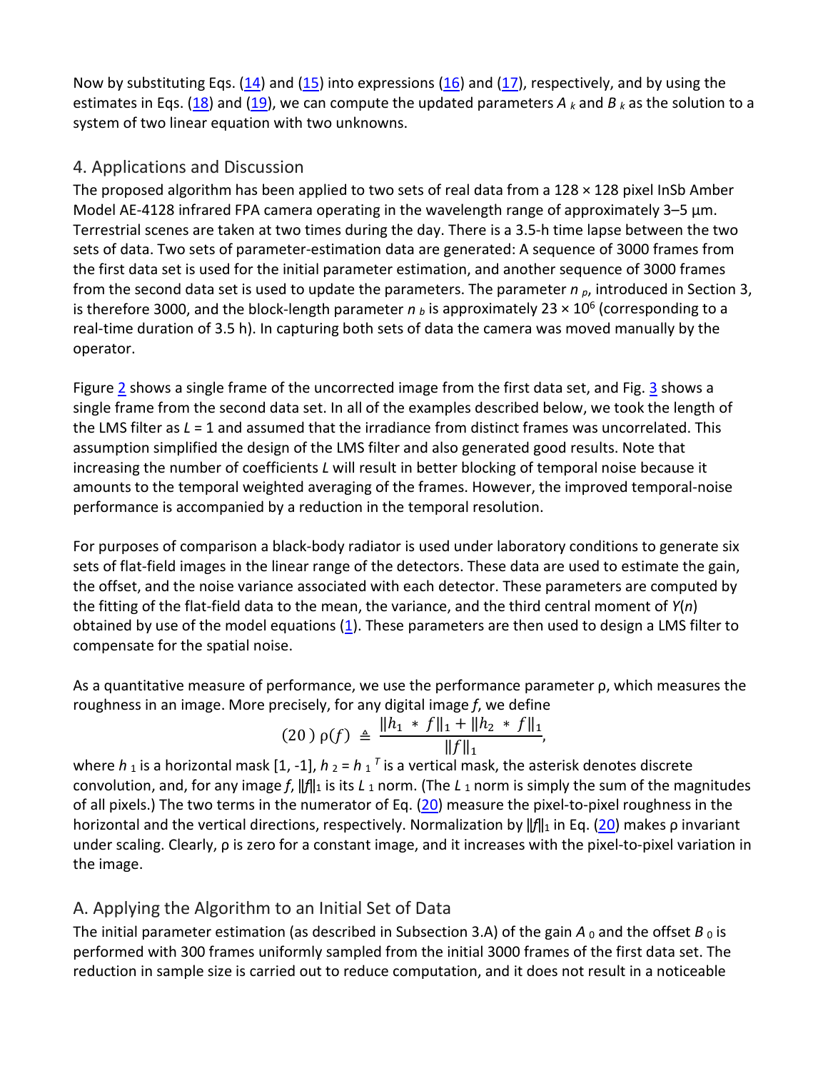Now by substituting Eqs. (14) and (15) into expressions (16) and (17), respectively, and by using the estimates in Eqs. (18) and (19), we can compute the updated parameters $A_k$ and $B_k$ as the solution to a system of two linear equation with two unknowns.

## 4. Applications and Discussion

The proposed algorithm has been applied to two sets of real data from a 128 × 128 pixel InSb Amber Model AE-4128 infrared FPA camera operating in the wavelength range of approximately 3–5 µm. Terrestrial scenes are taken at two times during the day. There is a 3.5-h time lapse between the two sets of data. Two sets of parameter-estimation data are generated: A sequence of 3000 frames from the first data set is used for the initial parameter estimation, and another sequence of 3000 frames from the second data set is used to update the parameters. The parameter $n_p$, introduced in Section 3, is therefore 3000, and the block-length parameter $n_b$ is approximately $23 \times 10^6$ (corresponding to a real-time duration of 3.5 h). In capturing both sets of data the camera was moved manually by the operator.

Figure 2 shows a single frame of the uncorrected image from the first data set, and Fig. 3 shows a single frame from the second data set. In all of the examples described below, we took the length of the LMS filter as $L = 1$ and assumed that the irradiance from distinct frames was uncorrelated. This assumption simplified the design of the LMS filter and also generated good results. Note that increasing the number of coefficients $L$ will result in better blocking of temporal noise because it amounts to the temporal weighted averaging of the frames. However, the improved temporal-noise performance is accompanied by a reduction in the temporal resolution.

For purposes of comparison a black-body radiator is used under laboratory conditions to generate six sets of flat-field images in the linear range of the detectors. These data are used to estimate the gain, the offset, and the noise variance associated with each detector. These parameters are computed by the fitting of the flat-field data to the mean, the variance, and the third central moment of $Y(n)$ obtained by use of the model equations (1). These parameters are then used to design a LMS filter to compensate for the spatial noise.

As a quantitative measure of performance, we use the performance parameter ρ, which measures the roughness in an image. More precisely, for any digital image $f$, we define

$$\rho(f) \triangleq \frac{\|h_1 * f\|_1 + \|h_2 * f\|_1}{\|f\|_1}, \tag{20}$$

where $h_1$ is a horizontal mask [1, -1], $h_2 = h_1^T$ is a vertical mask, the asterisk denotes discrete convolution, and, for any image $f$, $\|f\|_1$ is its $L_1$ norm. (The $L_1$ norm is simply the sum of the magnitudes of all pixels.) The two terms in the numerator of Eq. (20) measure the pixel-to-pixel roughness in the horizontal and the vertical directions, respectively. Normalization by $\|f\|_1$ in Eq. (20) makes ρ invariant under scaling. Clearly, ρ is zero for a constant image, and it increases with the pixel-to-pixel variation in the image.

### A. Applying the Algorithm to an Initial Set of Data

The initial parameter estimation (as described in Subsection 3.A) of the gain $A_0$ and the offset $B_0$ is performed with 300 frames uniformly sampled from the initial 3000 frames of the first data set. The reduction in sample size is carried out to reduce computation, and it does not result in a noticeable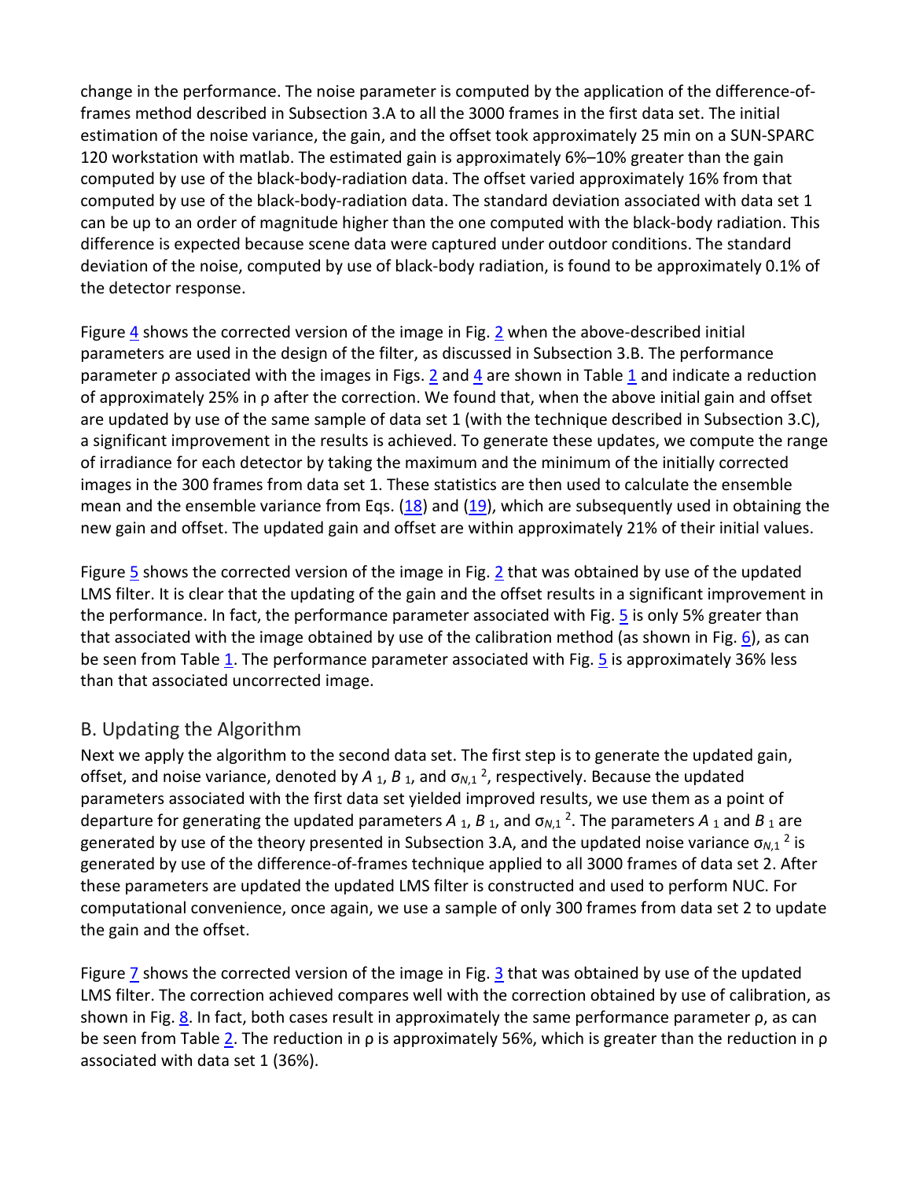change in the performance. The noise parameter is computed by the application of the difference-of-frames method described in Subsection 3.A to all the 3000 frames in the first data set. The initial estimation of the noise variance, the gain, and the offset took approximately 25 min on a SUN-SPARC 120 workstation with matlab. The estimated gain is approximately 6%–10% greater than the gain computed by use of the black-body-radiation data. The offset varied approximately 16% from that computed by use of the black-body-radiation data. The standard deviation associated with data set 1 can be up to an order of magnitude higher than the one computed with the black-body radiation. This difference is expected because scene data were captured under outdoor conditions. The standard deviation of the noise, computed by use of black-body radiation, is found to be approximately 0.1% of the detector response.

Figure 4 shows the corrected version of the image in Fig. 2 when the above-described initial parameters are used in the design of the filter, as discussed in Subsection 3.B. The performance parameter ρ associated with the images in Figs. 2 and 4 are shown in Table 1 and indicate a reduction of approximately 25% in ρ after the correction. We found that, when the above initial gain and offset are updated by use of the same sample of data set 1 (with the technique described in Subsection 3.C), a significant improvement in the results is achieved. To generate these updates, we compute the range of irradiance for each detector by taking the maximum and the minimum of the initially corrected images in the 300 frames from data set 1. These statistics are then used to calculate the ensemble mean and the ensemble variance from Eqs. (18) and (19), which are subsequently used in obtaining the new gain and offset. The updated gain and offset are within approximately 21% of their initial values.

Figure 5 shows the corrected version of the image in Fig. 2 that was obtained by use of the updated LMS filter. It is clear that the updating of the gain and the offset results in a significant improvement in the performance. In fact, the performance parameter associated with Fig. 5 is only 5% greater than that associated with the image obtained by use of the calibration method (as shown in Fig. 6), as can be seen from Table 1. The performance parameter associated with Fig. 5 is approximately 36% less than that associated uncorrected image.

## B. Updating the Algorithm

Next we apply the algorithm to the second data set. The first step is to generate the updated gain, offset, and noise variance, denoted by $A_1$, $B_1$, and $\sigma_{N,1}^2$, respectively. Because the updated parameters associated with the first data set yielded improved results, we use them as a point of departure for generating the updated parameters $A_1$, $B_1$, and $\sigma_{N,1}^2$. The parameters $A_1$ and $B_1$ are generated by use of the theory presented in Subsection 3.A, and the updated noise variance $\sigma_{N,1}^2$ is generated by use of the difference-of-frames technique applied to all 3000 frames of data set 2. After these parameters are updated the updated LMS filter is constructed and used to perform NUC. For computational convenience, once again, we use a sample of only 300 frames from data set 2 to update the gain and the offset.

Figure 7 shows the corrected version of the image in Fig. 3 that was obtained by use of the updated LMS filter. The correction achieved compares well with the correction obtained by use of calibration, as shown in Fig. 8. In fact, both cases result in approximately the same performance parameter ρ, as can be seen from Table 2. The reduction in ρ is approximately 56%, which is greater than the reduction in ρ associated with data set 1 (36%).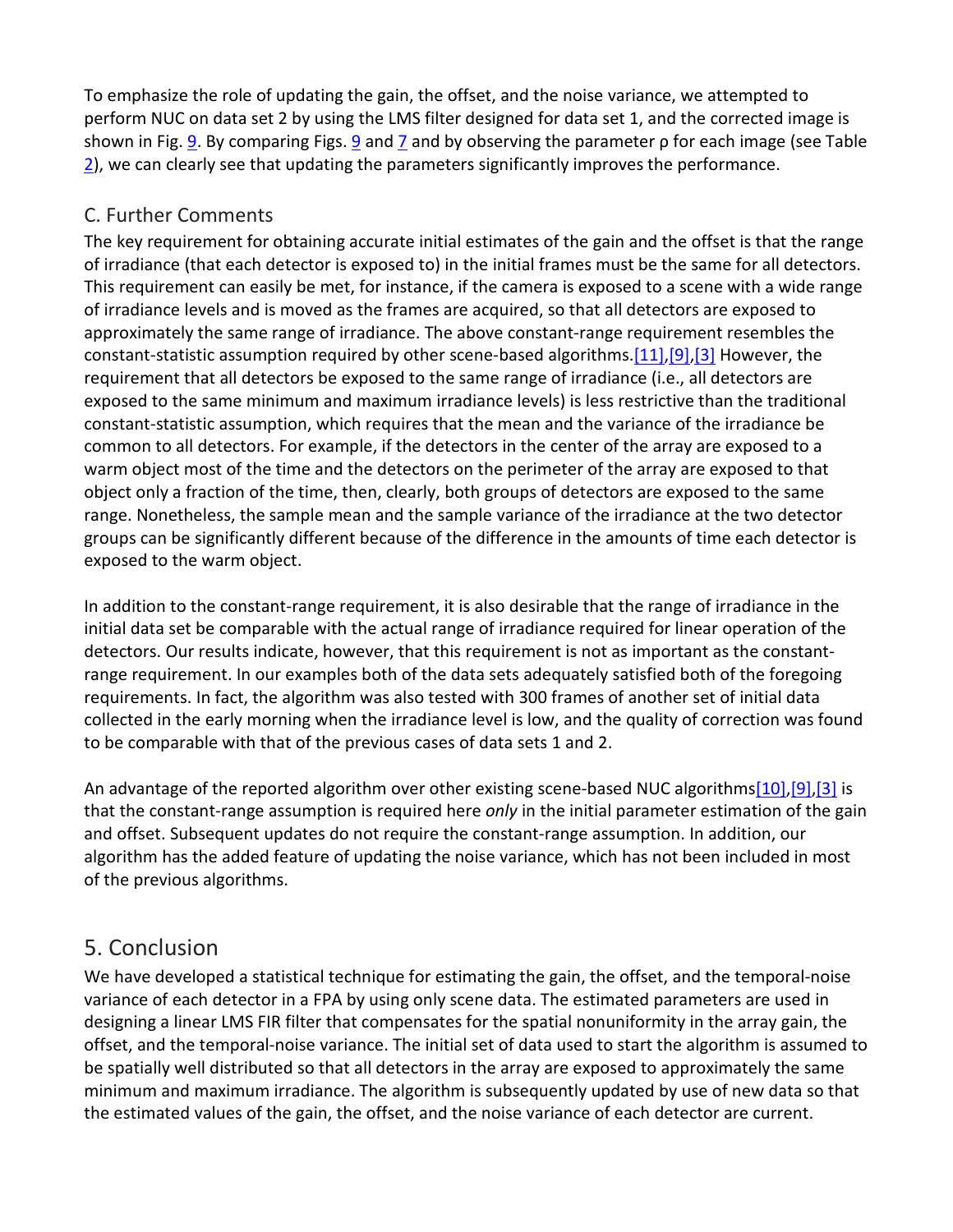To emphasize the role of updating the gain, the offset, and the noise variance, we attempted to perform NUC on data set 2 by using the LMS filter designed for data set 1, and the corrected image is shown in Fig. 9. By comparing Figs. 9 and 7 and by observing the parameter ρ for each image (see Table 2), we can clearly see that updating the parameters significantly improves the performance.

## C. Further Comments

The key requirement for obtaining accurate initial estimates of the gain and the offset is that the range of irradiance (that each detector is exposed to) in the initial frames must be the same for all detectors. This requirement can easily be met, for instance, if the camera is exposed to a scene with a wide range of irradiance levels and is moved as the frames are acquired, so that all detectors are exposed to approximately the same range of irradiance. The above constant-range requirement resembles the constant-statistic assumption required by other scene-based algorithms.[11],[9],[3] However, the requirement that all detectors be exposed to the same range of irradiance (i.e., all detectors are exposed to the same minimum and maximum irradiance levels) is less restrictive than the traditional constant-statistic assumption, which requires that the mean and the variance of the irradiance be common to all detectors. For example, if the detectors in the center of the array are exposed to a warm object most of the time and the detectors on the perimeter of the array are exposed to that object only a fraction of the time, then, clearly, both groups of detectors are exposed to the same range. Nonetheless, the sample mean and the sample variance of the irradiance at the two detector groups can be significantly different because of the difference in the amounts of time each detector is exposed to the warm object.

In addition to the constant-range requirement, it is also desirable that the range of irradiance in the initial data set be comparable with the actual range of irradiance required for linear operation of the detectors. Our results indicate, however, that this requirement is not as important as the constant-range requirement. In our examples both of the data sets adequately satisfied both of the foregoing requirements. In fact, the algorithm was also tested with 300 frames of another set of initial data collected in the early morning when the irradiance level is low, and the quality of correction was found to be comparable with that of the previous cases of data sets 1 and 2.

An advantage of the reported algorithm over other existing scene-based NUC algorithms[10],[9],[3] is that the constant-range assumption is required here *only* in the initial parameter estimation of the gain and offset. Subsequent updates do not require the constant-range assumption. In addition, our algorithm has the added feature of updating the noise variance, which has not been included in most of the previous algorithms.

## 5. Conclusion

We have developed a statistical technique for estimating the gain, the offset, and the temporal-noise variance of each detector in a FPA by using only scene data. The estimated parameters are used in designing a linear LMS FIR filter that compensates for the spatial nonuniformity in the array gain, the offset, and the temporal-noise variance. The initial set of data used to start the algorithm is assumed to be spatially well distributed so that all detectors in the array are exposed to approximately the same minimum and maximum irradiance. The algorithm is subsequently updated by use of new data so that the estimated values of the gain, the offset, and the noise variance of each detector are current.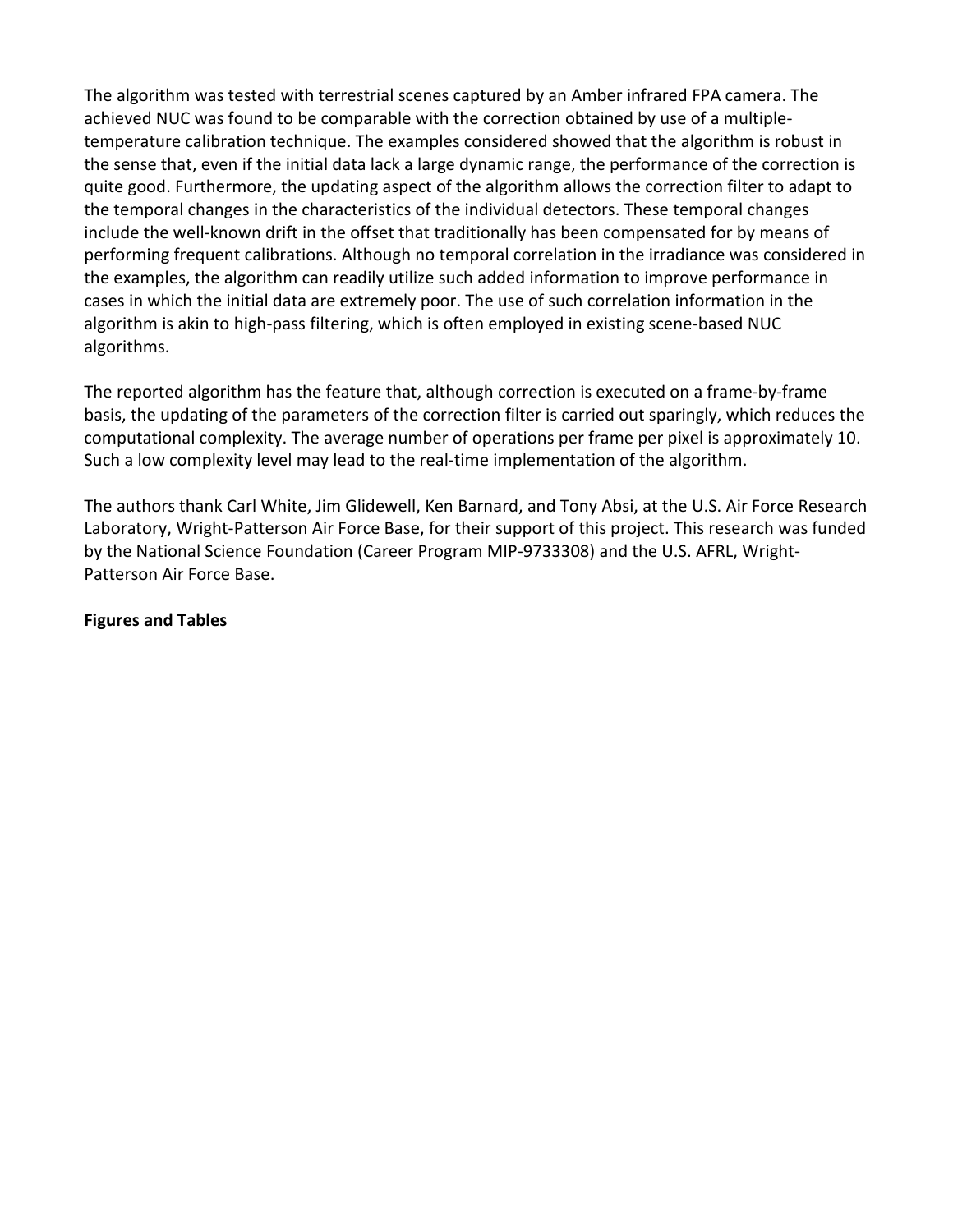The algorithm was tested with terrestrial scenes captured by an Amber infrared FPA camera. The achieved NUC was found to be comparable with the correction obtained by use of a multiple-temperature calibration technique. The examples considered showed that the algorithm is robust in the sense that, even if the initial data lack a large dynamic range, the performance of the correction is quite good. Furthermore, the updating aspect of the algorithm allows the correction filter to adapt to the temporal changes in the characteristics of the individual detectors. These temporal changes include the well-known drift in the offset that traditionally has been compensated for by means of performing frequent calibrations. Although no temporal correlation in the irradiance was considered in the examples, the algorithm can readily utilize such added information to improve performance in cases in which the initial data are extremely poor. The use of such correlation information in the algorithm is akin to high-pass filtering, which is often employed in existing scene-based NUC algorithms.

The reported algorithm has the feature that, although correction is executed on a frame-by-frame basis, the updating of the parameters of the correction filter is carried out sparingly, which reduces the computational complexity. The average number of operations per frame per pixel is approximately 10. Such a low complexity level may lead to the real-time implementation of the algorithm.

The authors thank Carl White, Jim Glidewell, Ken Barnard, and Tony Absi, at the U.S. Air Force Research Laboratory, Wright-Patterson Air Force Base, for their support of this project. This research was funded by the National Science Foundation (Career Program MIP-9733308) and the U.S. AFRL, Wright-Patterson Air Force Base.

**Figures and Tables**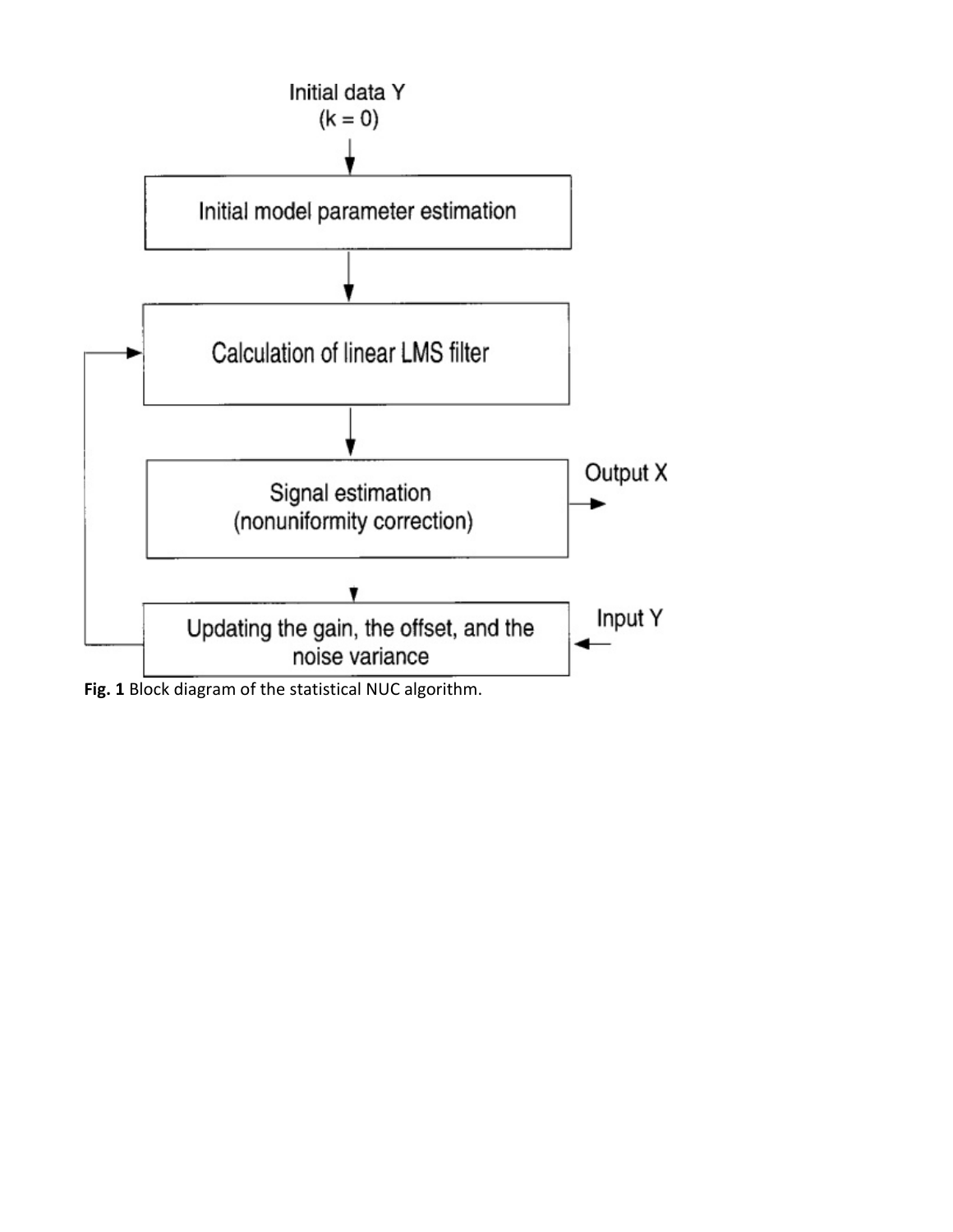Initial data Y
(k = 0)

Initial model parameter estimation

Calculation of linear LMS filter

Signal estimation
(nonuniformity correction)

Output X

Updating the gain, the offset, and the noise variance

Input Y

**Fig. 1** Block diagram of the statistical NUC algorithm.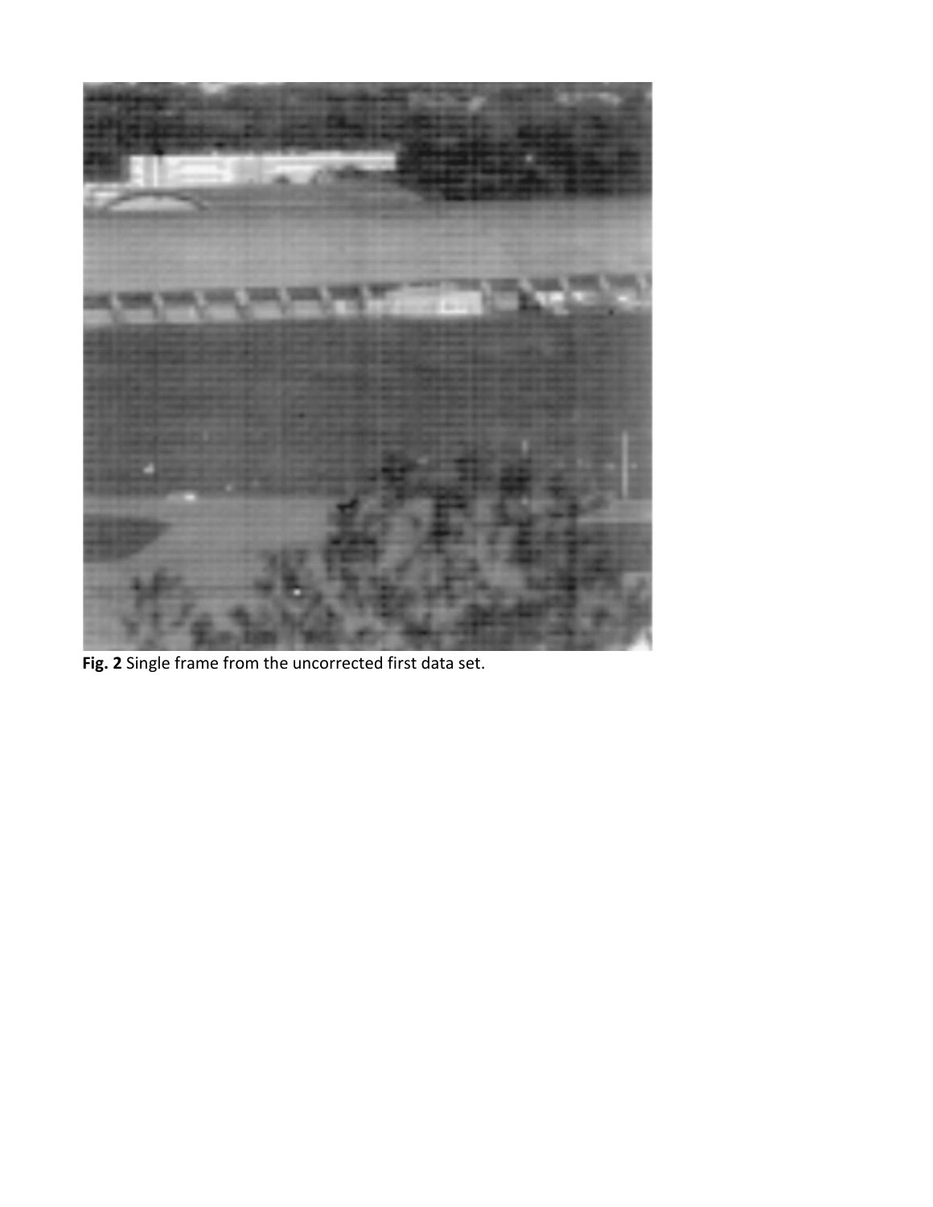**Fig. 2** Single frame from the uncorrected first data set.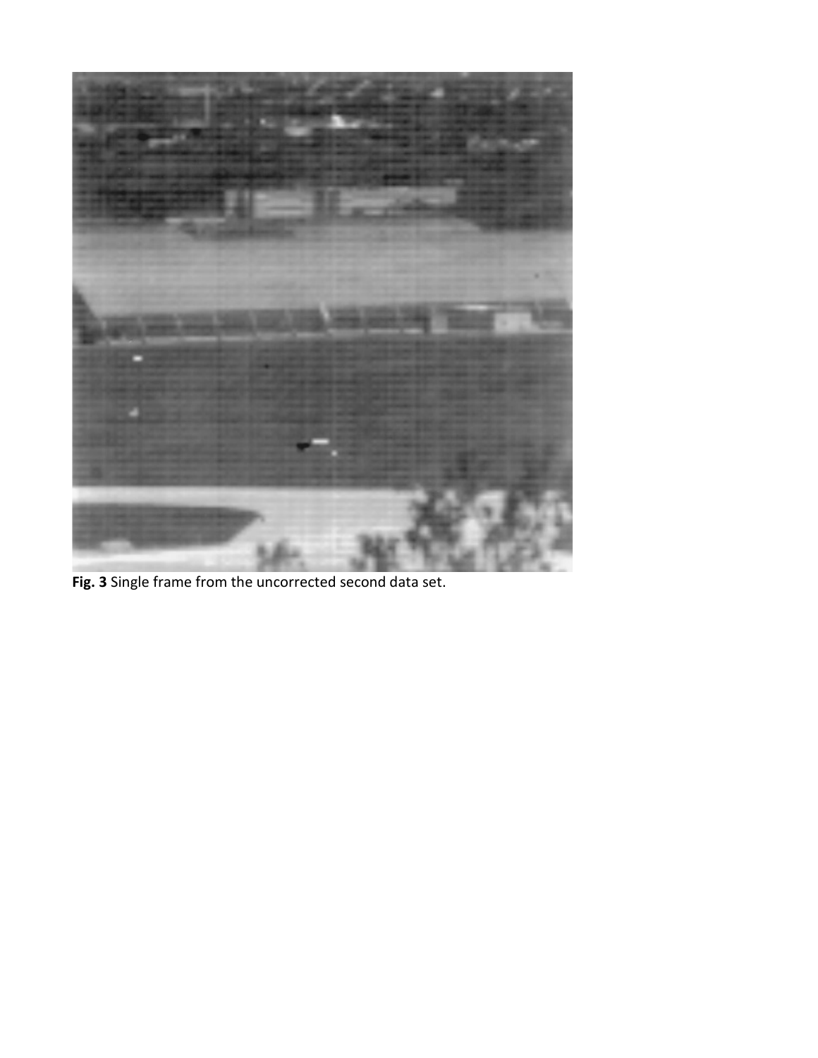**Fig. 3** Single frame from the uncorrected second data set.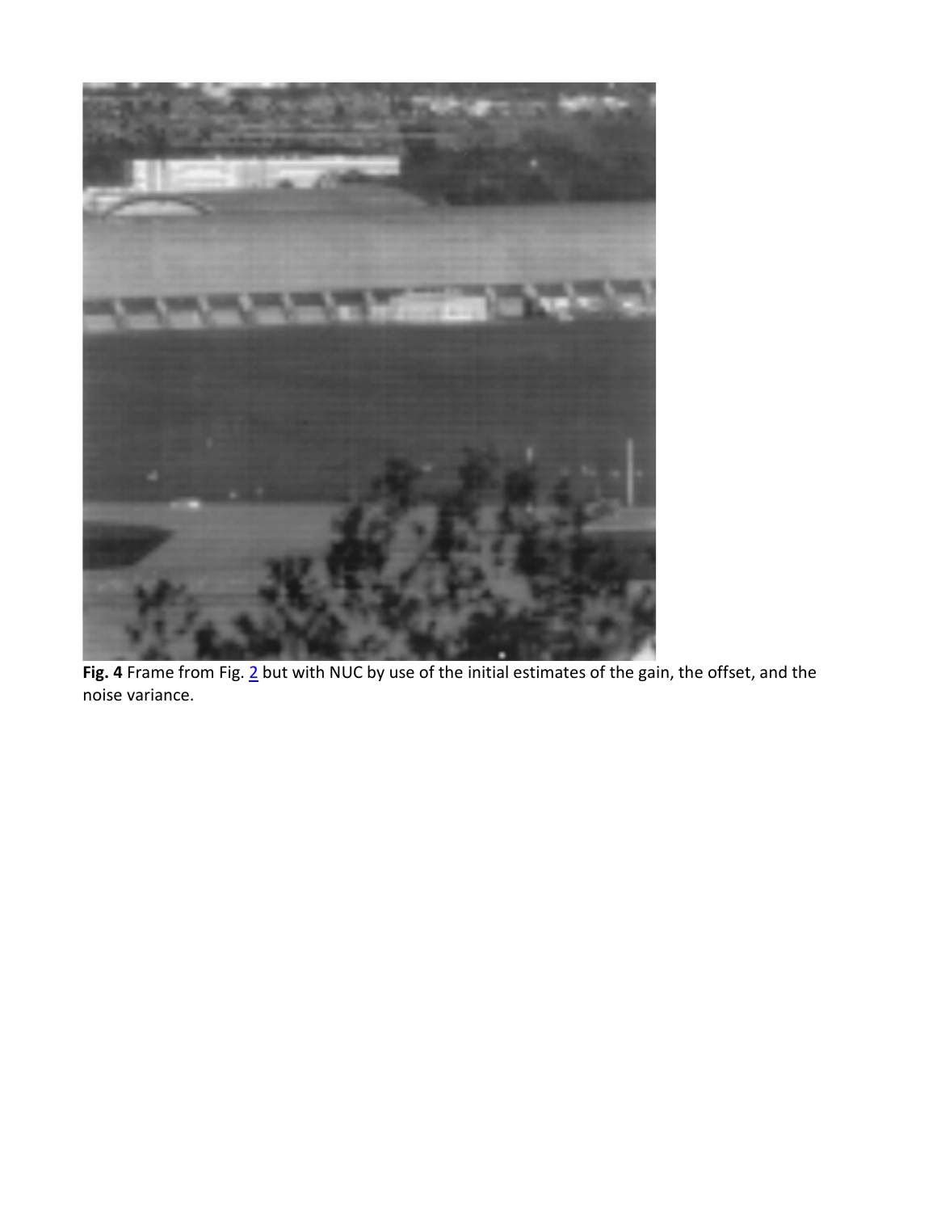**Fig. 4** Frame from Fig. 2 but with NUC by use of the initial estimates of the gain, the offset, and the noise variance.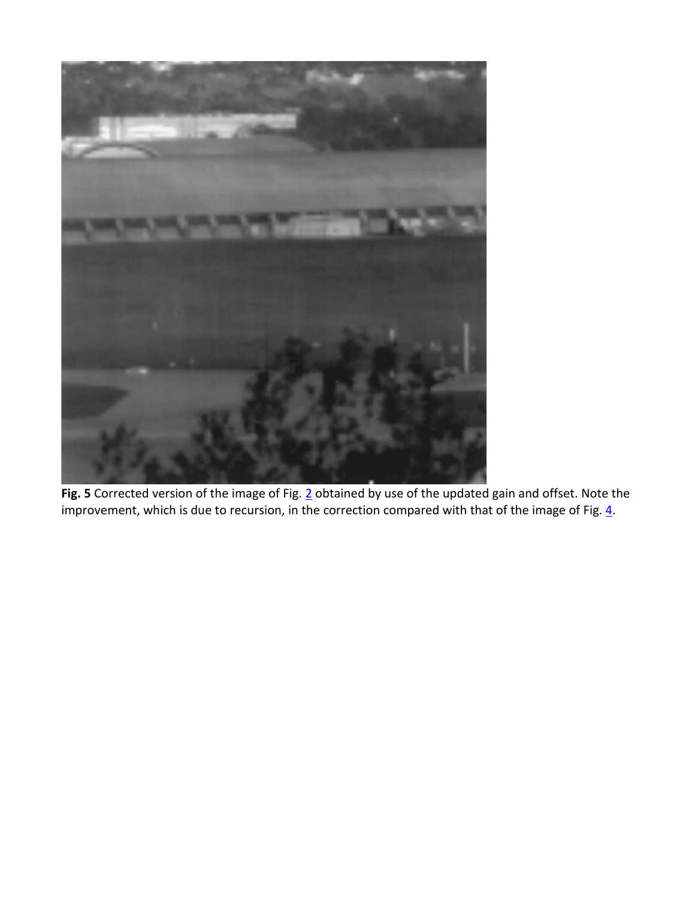**Fig. 5** Corrected version of the image of Fig. 2 obtained by use of the updated gain and offset. Note the improvement, which is due to recursion, in the correction compared with that of the image of Fig. 4.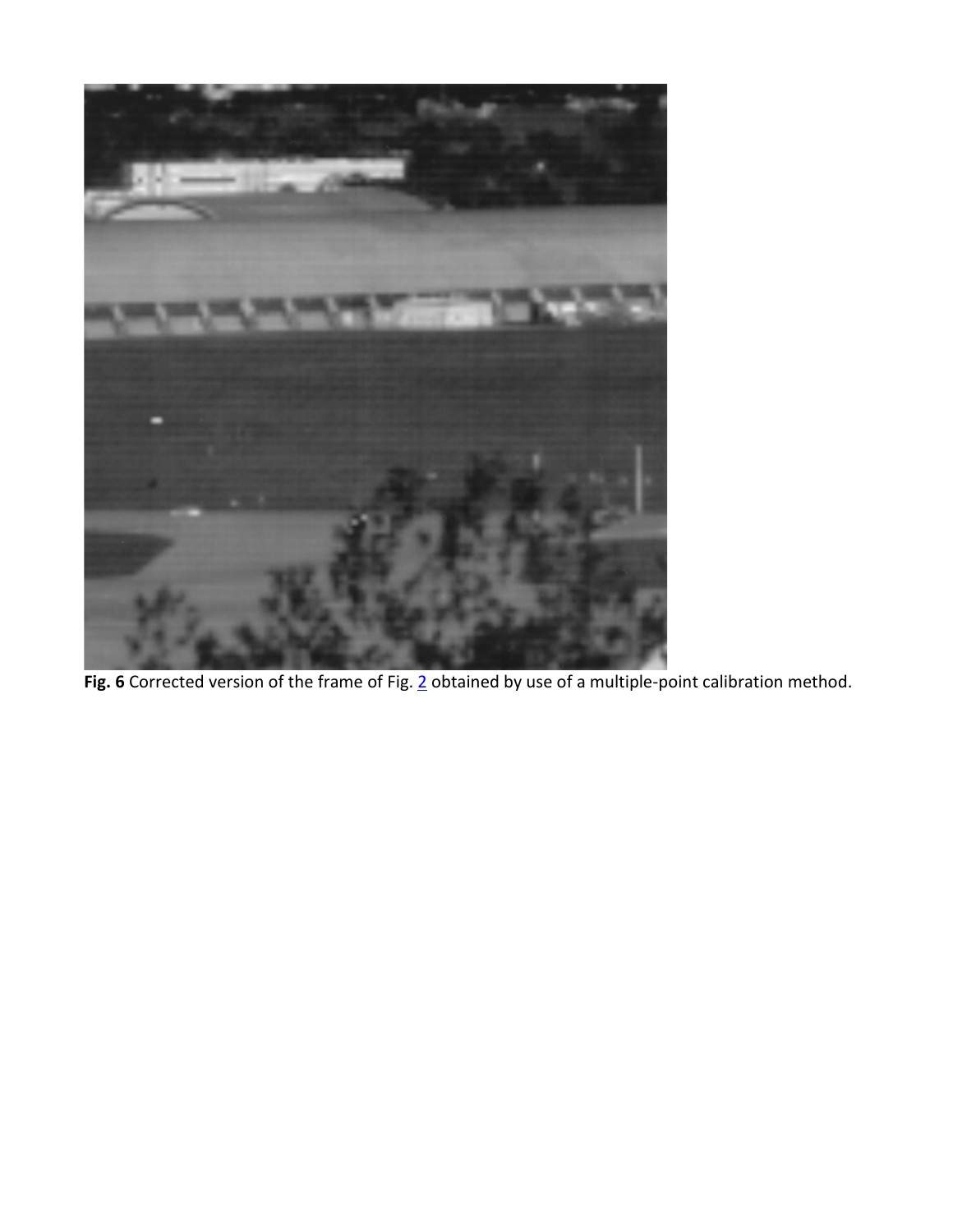**Fig. 6** Corrected version of the frame of Fig. 2 obtained by use of a multiple-point calibration method.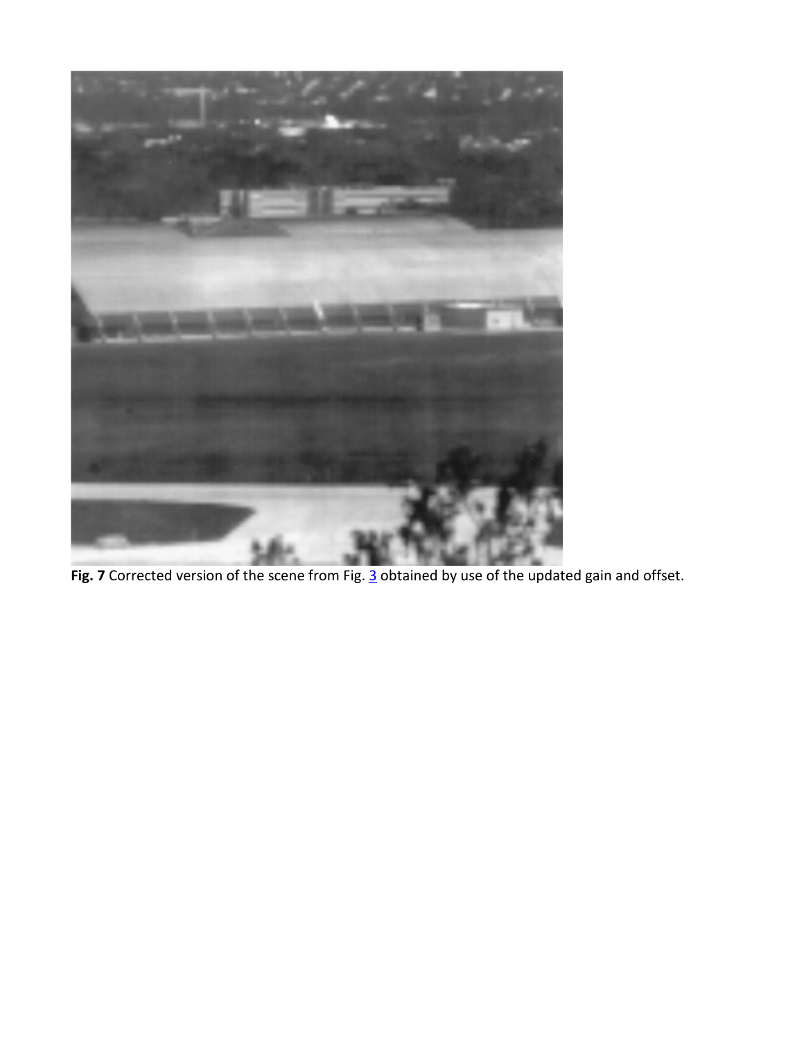**Fig. 7** Corrected version of the scene from Fig. 3 obtained by use of the updated gain and offset.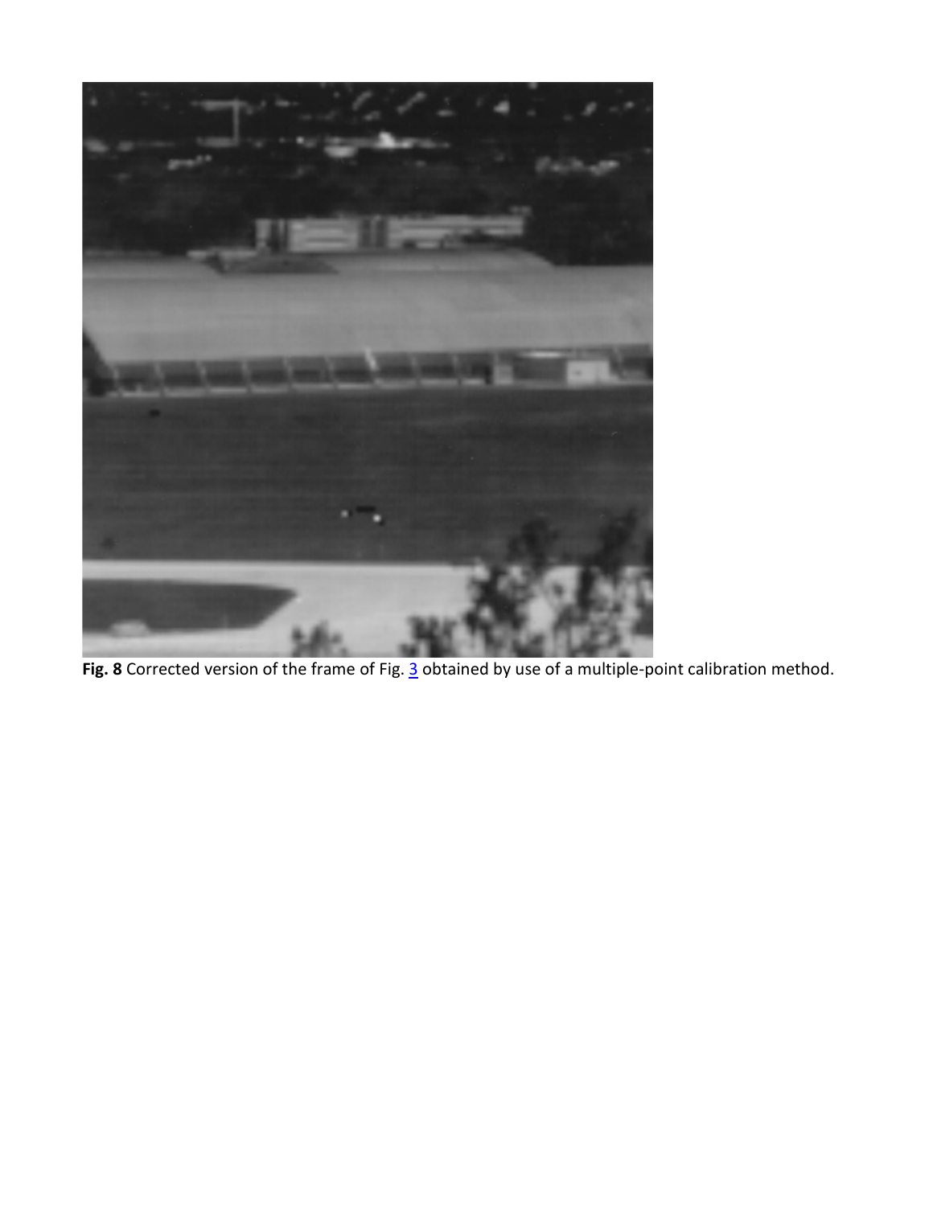**Fig. 8** Corrected version of the frame of Fig. 3 obtained by use of a multiple-point calibration method.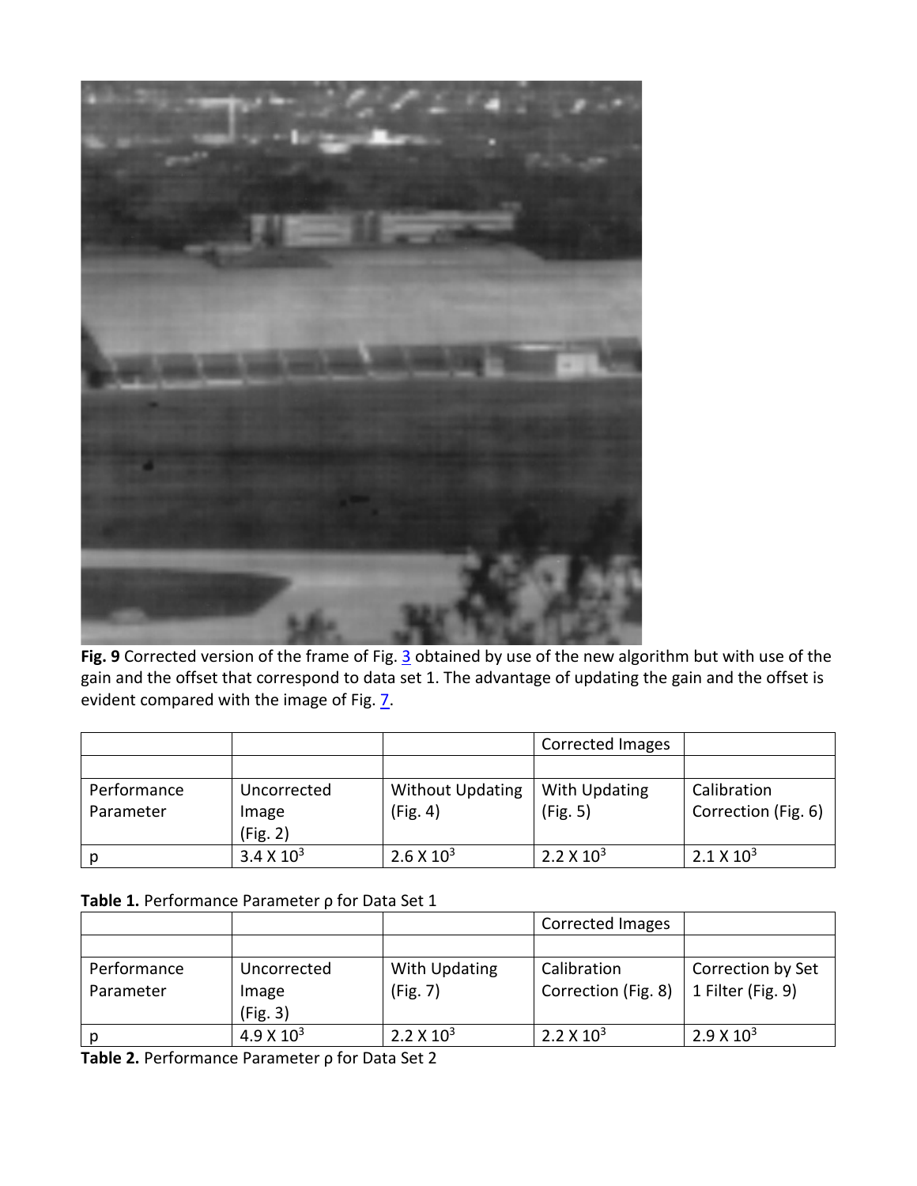**Fig. 9** Corrected version of the frame of Fig. 3 obtained by use of the new algorithm but with use of the gain and the offset that correspond to data set 1. The advantage of updating the gain and the offset is evident compared with the image of Fig. 7.

| | | | Corrected Images | |
|---|---|---|---|---|
| | | | | |
| Performance Parameter | Uncorrected Image (Fig. 2) | Without Updating (Fig. 4) | With Updating (Fig. 5) | Calibration Correction (Fig. 6) |
| p | $3.4 \times 10^3$ | $2.6 \times 10^3$ | $2.2 \times 10^3$ | $2.1 \times 10^3$ |

**Table 1.** Performance Parameter ρ for Data Set 1

| | | | Corrected Images | |
|---|---|---|---|---|
| | | | | |
| Performance Parameter | Uncorrected Image (Fig. 3) | With Updating (Fig. 7) | Calibration Correction (Fig. 8) | Correction by Set 1 Filter (Fig. 9) |
| p | $4.9 \times 10^3$ | $2.2 \times 10^3$ | $2.2 \times 10^3$ | $2.9 \times 10^3$ |

**Table 2.** Performance Parameter ρ for Data Set 2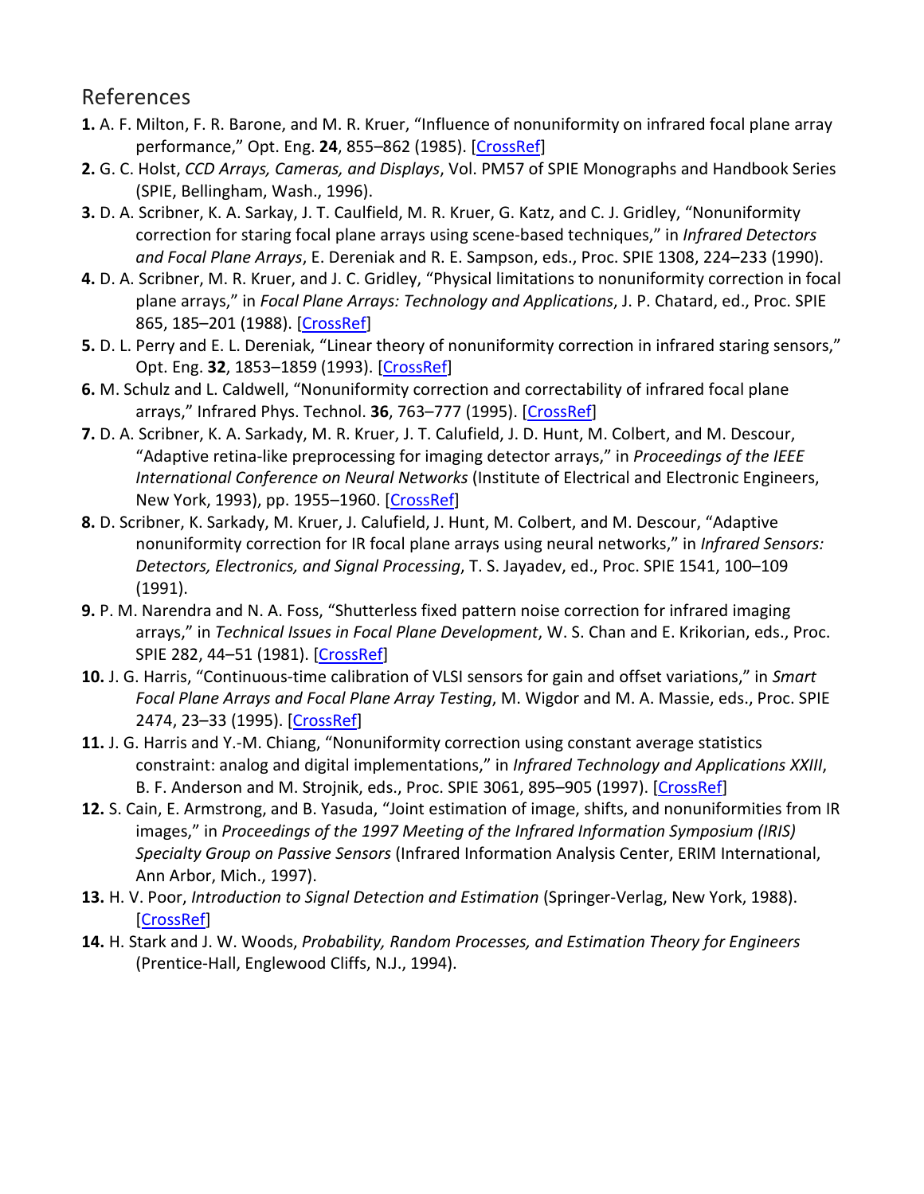## References

1. A. F. Milton, F. R. Barone, and M. R. Kruer, “Influence of nonuniformity on infrared focal plane array performance,” Opt. Eng. **24**, 855–862 (1985). [CrossRef]
2. G. C. Holst, *CCD Arrays, Cameras, and Displays*, Vol. PM57 of SPIE Monographs and Handbook Series (SPIE, Bellingham, Wash., 1996).
3. D. A. Scribner, K. A. Sarkay, J. T. Caulfield, M. R. Kruer, G. Katz, and C. J. Gridley, “Nonuniformity correction for staring focal plane arrays using scene-based techniques,” in *Infrared Detectors and Focal Plane Arrays*, E. Dereniak and R. E. Sampson, eds., Proc. SPIE 1308, 224–233 (1990).
4. D. A. Scribner, M. R. Kruer, and J. C. Gridley, “Physical limitations to nonuniformity correction in focal plane arrays,” in *Focal Plane Arrays: Technology and Applications*, J. P. Chatard, ed., Proc. SPIE 865, 185–201 (1988). [CrossRef]
5. D. L. Perry and E. L. Dereniak, “Linear theory of nonuniformity correction in infrared staring sensors,” Opt. Eng. **32**, 1853–1859 (1993). [CrossRef]
6. M. Schulz and L. Caldwell, “Nonuniformity correction and correctability of infrared focal plane arrays,” Infrared Phys. Technol. **36**, 763–777 (1995). [CrossRef]
7. D. A. Scribner, K. A. Sarkady, M. R. Kruer, J. T. Calufield, J. D. Hunt, M. Colbert, and M. Descour, “Adaptive retina-like preprocessing for imaging detector arrays,” in *Proceedings of the IEEE International Conference on Neural Networks* (Institute of Electrical and Electronic Engineers, New York, 1993), pp. 1955–1960. [CrossRef]
8. D. Scribner, K. Sarkady, M. Kruer, J. Calufield, J. Hunt, M. Colbert, and M. Descour, “Adaptive nonuniformity correction for IR focal plane arrays using neural networks,” in *Infrared Sensors: Detectors, Electronics, and Signal Processing*, T. S. Jayadev, ed., Proc. SPIE 1541, 100–109 (1991).
9. P. M. Narendra and N. A. Foss, “Shutterless fixed pattern noise correction for infrared imaging arrays,” in *Technical Issues in Focal Plane Development*, W. S. Chan and E. Krikorian, eds., Proc. SPIE 282, 44–51 (1981). [CrossRef]
10. J. G. Harris, “Continuous-time calibration of VLSI sensors for gain and offset variations,” in *Smart Focal Plane Arrays and Focal Plane Array Testing*, M. Wigdor and M. A. Massie, eds., Proc. SPIE 2474, 23–33 (1995). [CrossRef]
11. J. G. Harris and Y.-M. Chiang, “Nonuniformity correction using constant average statistics constraint: analog and digital implementations,” in *Infrared Technology and Applications XXIII*, B. F. Anderson and M. Strojnik, eds., Proc. SPIE 3061, 895–905 (1997). [CrossRef]
12. S. Cain, E. Armstrong, and B. Yasuda, “Joint estimation of image, shifts, and nonuniformities from IR images,” in *Proceedings of the 1997 Meeting of the Infrared Information Symposium (IRIS) Specialty Group on Passive Sensors* (Infrared Information Analysis Center, ERIM International, Ann Arbor, Mich., 1997).
13. H. V. Poor, *Introduction to Signal Detection and Estimation* (Springer-Verlag, New York, 1988). [CrossRef]
14. H. Stark and J. W. Woods, *Probability, Random Processes, and Estimation Theory for Engineers* (Prentice-Hall, Englewood Cliffs, N.J., 1994).